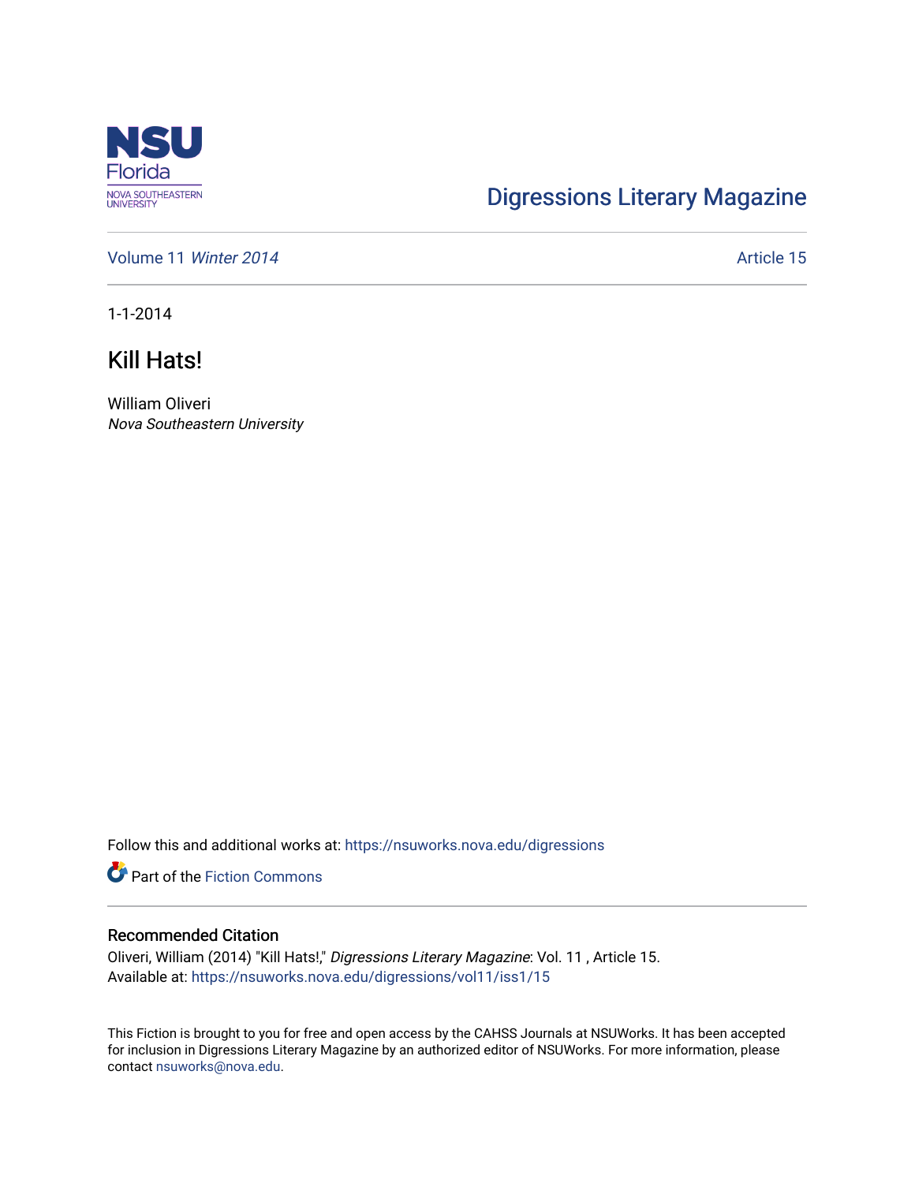NSU Florida
NOVA SOUTHEASTERN UNIVERSITY

Digressions Literary Magazine

Volume 11 *Winter 2014* | Article 15

1-1-2014

# Kill Hats!

William Oliveri
*Nova Southeastern University*

Follow this and additional works at: https://nsuworks.nova.edu/digressions

Part of the Fiction Commons

## Recommended Citation

Oliveri, William (2014) "Kill Hats!," *Digressions Literary Magazine*: Vol. 11 , Article 15.
Available at: https://nsuworks.nova.edu/digressions/vol11/iss1/15

This Fiction is brought to you for free and open access by the CAHSS Journals at NSUWorks. It has been accepted for inclusion in Digressions Literary Magazine by an authorized editor of NSUWorks. For more information, please contact nsuworks@nova.edu.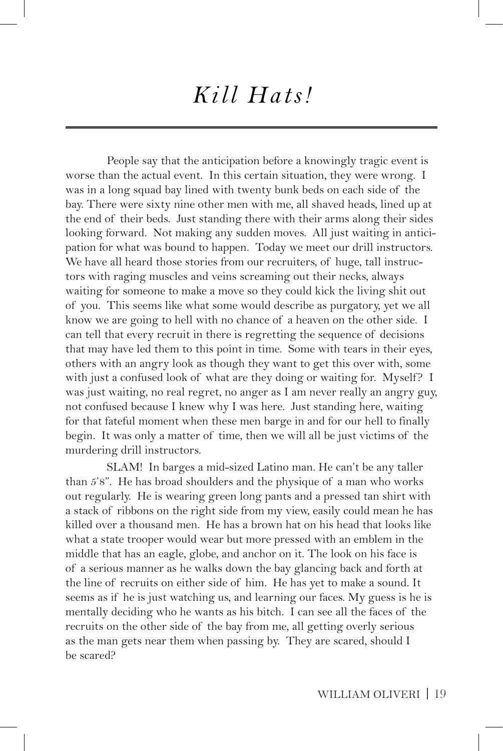# *Kill Hats!*

People say that the anticipation before a knowingly tragic event is worse than the actual event. In this certain situation, they were wrong. I was in a long squad bay lined with twenty bunk beds on each side of the bay. There were sixty nine other men with me, all shaved heads, lined up at the end of their beds. Just standing there with their arms along their sides looking forward. Not making any sudden moves. All just waiting in anticipation for what was bound to happen. Today we meet our drill instructors. We have all heard those stories from our recruiters, of huge, tall instructors with raging muscles and veins screaming out their necks, always waiting for someone to make a move so they could kick the living shit out of you. This seems like what some would describe as purgatory, yet we all know we are going to hell with no chance of a heaven on the other side. I can tell that every recruit in there is regretting the sequence of decisions that may have led them to this point in time. Some with tears in their eyes, others with an angry look as though they want to get this over with, some with just a confused look of what are they doing or waiting for. Myself? I was just waiting, no real regret, no anger as I am never really an angry guy, not confused because I knew why I was here. Just standing here, waiting for that fateful moment when these men barge in and for our hell to finally begin. It was only a matter of time, then we will all be just victims of the murdering drill instructors.

SLAM! In barges a mid-sized Latino man. He can't be any taller than 5'8". He has broad shoulders and the physique of a man who works out regularly. He is wearing green long pants and a pressed tan shirt with a stack of ribbons on the right side from my view, easily could mean he has killed over a thousand men. He has a brown hat on his head that looks like what a state trooper would wear but more pressed with an emblem in the middle that has an eagle, globe, and anchor on it. The look on his face is of a serious manner as he walks down the bay glancing back and forth at the line of recruits on either side of him. He has yet to make a sound. It seems as if he is just watching us, and learning our faces. My guess is he is mentally deciding who he wants as his bitch. I can see all the faces of the recruits on the other side of the bay from me, all getting overly serious as the man gets near them when passing by. They are scared, should I be scared?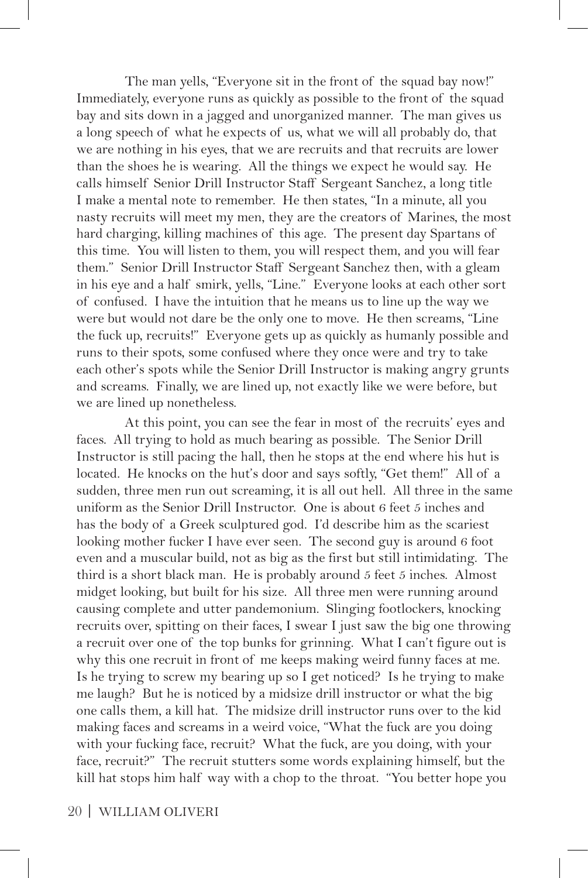The man yells, "Everyone sit in the front of the squad bay now!" Immediately, everyone runs as quickly as possible to the front of the squad bay and sits down in a jagged and unorganized manner. The man gives us a long speech of what he expects of us, what we will all probably do, that we are nothing in his eyes, that we are recruits and that recruits are lower than the shoes he is wearing. All the things we expect he would say. He calls himself Senior Drill Instructor Staff Sergeant Sanchez, a long title I make a mental note to remember. He then states, "In a minute, all you nasty recruits will meet my men, they are the creators of Marines, the most hard charging, killing machines of this age. The present day Spartans of this time. You will listen to them, you will respect them, and you will fear them." Senior Drill Instructor Staff Sergeant Sanchez then, with a gleam in his eye and a half smirk, yells, "Line." Everyone looks at each other sort of confused. I have the intuition that he means us to line up the way we were but would not dare be the only one to move. He then screams, "Line the fuck up, recruits!" Everyone gets up as quickly as humanly possible and runs to their spots, some confused where they once were and try to take each other's spots while the Senior Drill Instructor is making angry grunts and screams. Finally, we are lined up, not exactly like we were before, but we are lined up nonetheless.

At this point, you can see the fear in most of the recruits' eyes and faces. All trying to hold as much bearing as possible. The Senior Drill Instructor is still pacing the hall, then he stops at the end where his hut is located. He knocks on the hut's door and says softly, "Get them!" All of a sudden, three men run out screaming, it is all out hell. All three in the same uniform as the Senior Drill Instructor. One is about 6 feet 5 inches and has the body of a Greek sculptured god. I'd describe him as the scariest looking mother fucker I have ever seen. The second guy is around 6 foot even and a muscular build, not as big as the first but still intimidating. The third is a short black man. He is probably around 5 feet 5 inches. Almost midget looking, but built for his size. All three men were running around causing complete and utter pandemonium. Slinging footlockers, knocking recruits over, spitting on their faces, I swear I just saw the big one throwing a recruit over one of the top bunks for grinning. What I can't figure out is why this one recruit in front of me keeps making weird funny faces at me. Is he trying to screw my bearing up so I get noticed? Is he trying to make me laugh? But he is noticed by a midsize drill instructor or what the big one calls them, a kill hat. The midsize drill instructor runs over to the kid making faces and screams in a weird voice, "What the fuck are you doing with your fucking face, recruit? What the fuck, are you doing, with your face, recruit?" The recruit stutters some words explaining himself, but the kill hat stops him half way with a chop to the throat. "You better hope you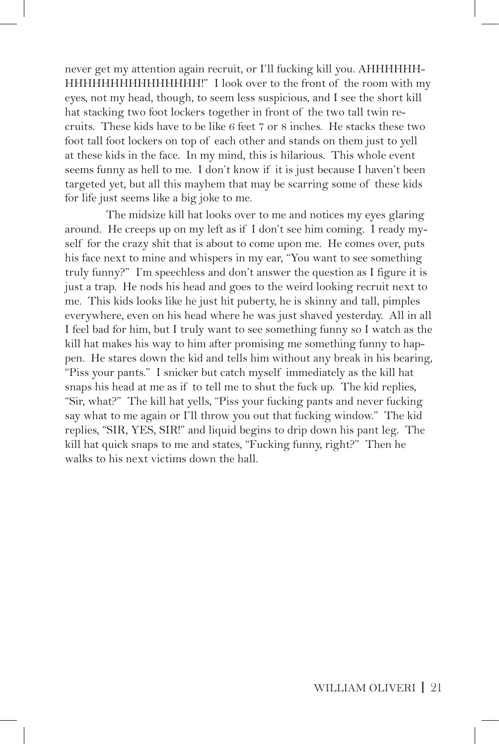never get my attention again recruit, or I'll fucking kill you. AHHHHHHHHHHHHHHHHHHHHHH!" I look over to the front of the room with my eyes, not my head, though, to seem less suspicious, and I see the short kill hat stacking two foot lockers together in front of the two tall twin recruits. These kids have to be like 6 feet 7 or 8 inches. He stacks these two foot tall foot lockers on top of each other and stands on them just to yell at these kids in the face. In my mind, this is hilarious. This whole event seems funny as hell to me. I don't know if it is just because I haven't been targeted yet, but all this mayhem that may be scarring some of these kids for life just seems like a big joke to me.

The midsize kill hat looks over to me and notices my eyes glaring around. He creeps up on my left as if I don't see him coming. I ready myself for the crazy shit that is about to come upon me. He comes over, puts his face next to mine and whispers in my ear, "You want to see something truly funny?" I'm speechless and don't answer the question as I figure it is just a trap. He nods his head and goes to the weird looking recruit next to me. This kids looks like he just hit puberty, he is skinny and tall, pimples everywhere, even on his head where he was just shaved yesterday. All in all I feel bad for him, but I truly want to see something funny so I watch as the kill hat makes his way to him after promising me something funny to happen. He stares down the kid and tells him without any break in his bearing, "Piss your pants." I snicker but catch myself immediately as the kill hat snaps his head at me as if to tell me to shut the fuck up. The kid replies, "Sir, what?" The kill hat yells, "Piss your fucking pants and never fucking say what to me again or I'll throw you out that fucking window." The kid replies, "SIR, YES, SIR!" and liquid begins to drip down his pant leg. The kill hat quick snaps to me and states, "Fucking funny, right?" Then he walks to his next victims down the hall.